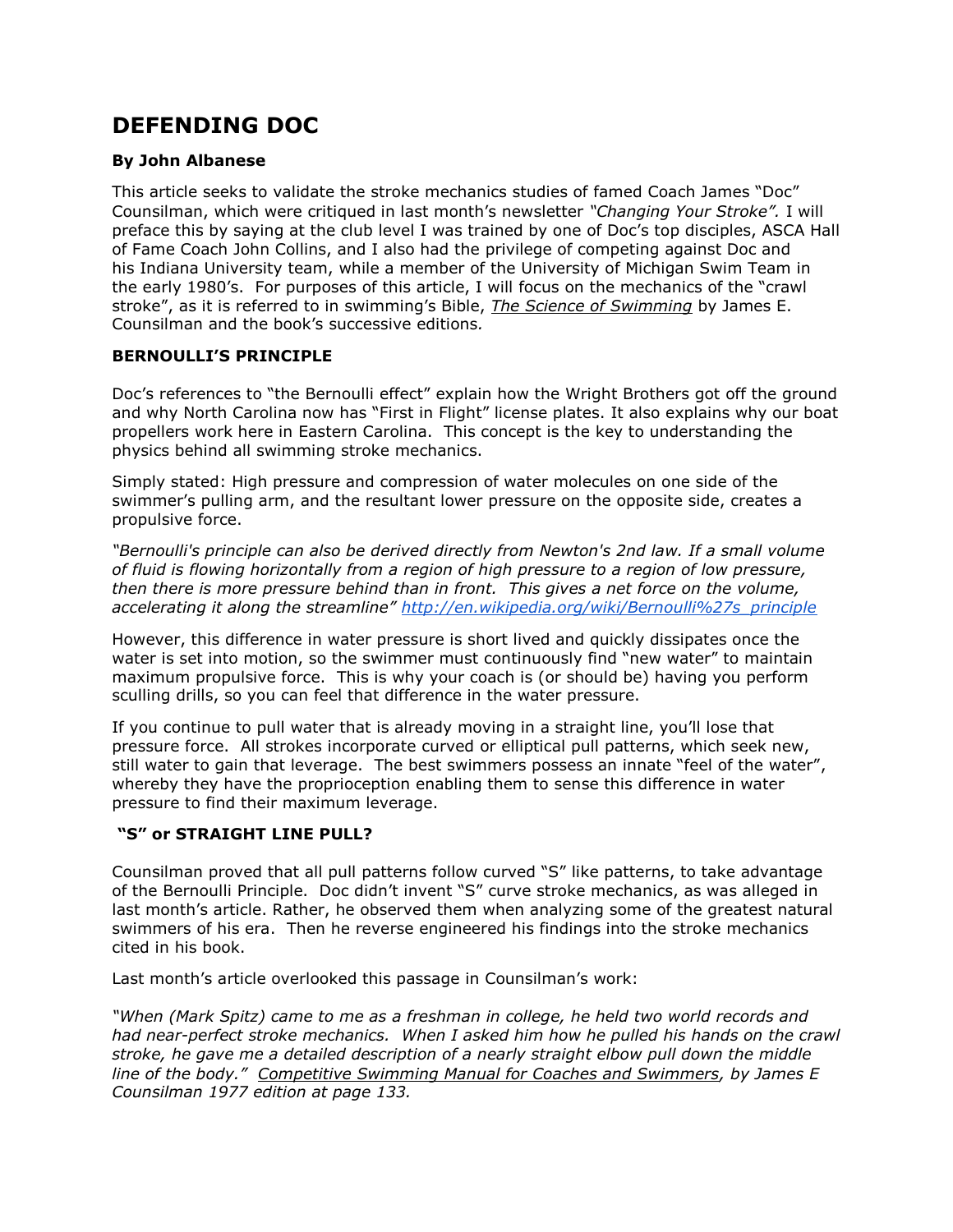# DEFENDING DOC

**By John Albanese**

This article seeks to validate the stroke mechanics studies of famed Coach James "Doc" Counsilman, which were critiqued in last month's newsletter *"Changing Your Stroke"*. I will preface this by saying at the club level I was trained by one of Doc's top disciples, ASCA Hall of Fame Coach John Collins, and I also had the privilege of competing against Doc and his Indiana University team, while a member of the University of Michigan Swim Team in the early 1980's. For purposes of this article, I will focus on the mechanics of the "crawl stroke", as it is referred to in swimming's Bible, *The Science of Swimming* by James E. Counsilman and the book's successive editions.

## BERNOULLI'S PRINCIPLE

Doc's references to "the Bernoulli effect" explain how the Wright Brothers got off the ground and why North Carolina now has "First in Flight" license plates. It also explains why our boat propellers work here in Eastern Carolina. This concept is the key to understanding the physics behind all swimming stroke mechanics.

Simply stated: High pressure and compression of water molecules on one side of the swimmer's pulling arm, and the resultant lower pressure on the opposite side, creates a propulsive force.

*"Bernoulli's principle can also be derived directly from Newton's 2nd law. If a small volume of fluid is flowing horizontally from a region of high pressure to a region of low pressure, then there is more pressure behind than in front. This gives a net force on the volume, accelerating it along the streamline" http://en.wikipedia.org/wiki/Bernoulli%27s_principle*

However, this difference in water pressure is short lived and quickly dissipates once the water is set into motion, so the swimmer must continuously find "new water" to maintain maximum propulsive force. This is why your coach is (or should be) having you perform sculling drills, so you can feel that difference in the water pressure.

If you continue to pull water that is already moving in a straight line, you'll lose that pressure force. All strokes incorporate curved or elliptical pull patterns, which seek new, still water to gain that leverage. The best swimmers possess an innate "feel of the water", whereby they have the proprioception enabling them to sense this difference in water pressure to find their maximum leverage.

## "S" or STRAIGHT LINE PULL?

Counsilman proved that all pull patterns follow curved "S" like patterns, to take advantage of the Bernoulli Principle. Doc didn't invent "S" curve stroke mechanics, as was alleged in last month's article. Rather, he observed them when analyzing some of the greatest natural swimmers of his era. Then he reverse engineered his findings into the stroke mechanics cited in his book.

Last month's article overlooked this passage in Counsilman's work:

*"When (Mark Spitz) came to me as a freshman in college, he held two world records and had near-perfect stroke mechanics. When I asked him how he pulled his hands on the crawl stroke, he gave me a detailed description of a nearly straight elbow pull down the middle line of the body." Competitive Swimming Manual for Coaches and Swimmers, by James E Counsilman 1977 edition at page 133.*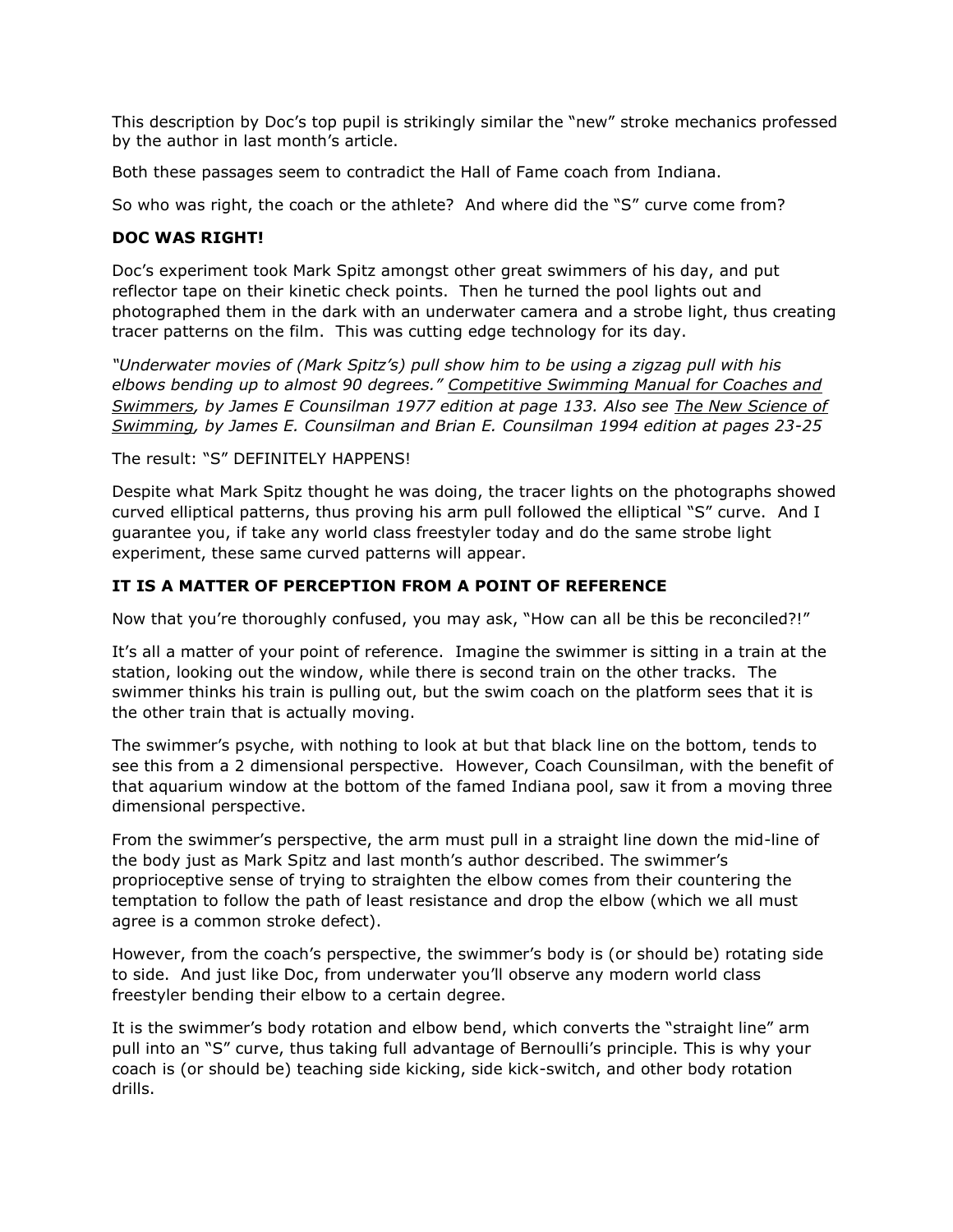This description by Doc's top pupil is strikingly similar the "new" stroke mechanics professed by the author in last month's article.

Both these passages seem to contradict the Hall of Fame coach from Indiana.

So who was right, the coach or the athlete? And where did the "S" curve come from?

### DOC WAS RIGHT!

Doc's experiment took Mark Spitz amongst other great swimmers of his day, and put reflector tape on their kinetic check points. Then he turned the pool lights out and photographed them in the dark with an underwater camera and a strobe light, thus creating tracer patterns on the film. This was cutting edge technology for its day.

*"Underwater movies of (Mark Spitz's) pull show him to be using a zigzag pull with his elbows bending up to almost 90 degrees." <u>Competitive Swimming Manual for Coaches and Swimmers</u>, by James E Counsilman 1977 edition at page 133. Also see <u>The New Science of Swimming</u>, by James E. Counsilman and Brian E. Counsilman 1994 edition at pages 23-25*

The result: "S" DEFINITELY HAPPENS!

Despite what Mark Spitz thought he was doing, the tracer lights on the photographs showed curved elliptical patterns, thus proving his arm pull followed the elliptical "S" curve. And I guarantee you, if take any world class freestyler today and do the same strobe light experiment, these same curved patterns will appear.

### IT IS A MATTER OF PERCEPTION FROM A POINT OF REFERENCE

Now that you're thoroughly confused, you may ask, "How can all be this be reconciled?!"

It's all a matter of your point of reference. Imagine the swimmer is sitting in a train at the station, looking out the window, while there is second train on the other tracks. The swimmer thinks his train is pulling out, but the swim coach on the platform sees that it is the other train that is actually moving.

The swimmer's psyche, with nothing to look at but that black line on the bottom, tends to see this from a 2 dimensional perspective. However, Coach Counsilman, with the benefit of that aquarium window at the bottom of the famed Indiana pool, saw it from a moving three dimensional perspective.

From the swimmer's perspective, the arm must pull in a straight line down the mid-line of the body just as Mark Spitz and last month's author described. The swimmer's proprioceptive sense of trying to straighten the elbow comes from their countering the temptation to follow the path of least resistance and drop the elbow (which we all must agree is a common stroke defect).

However, from the coach's perspective, the swimmer's body is (or should be) rotating side to side. And just like Doc, from underwater you'll observe any modern world class freestyler bending their elbow to a certain degree.

It is the swimmer's body rotation and elbow bend, which converts the "straight line" arm pull into an "S" curve, thus taking full advantage of Bernoulli's principle. This is why your coach is (or should be) teaching side kicking, side kick-switch, and other body rotation drills.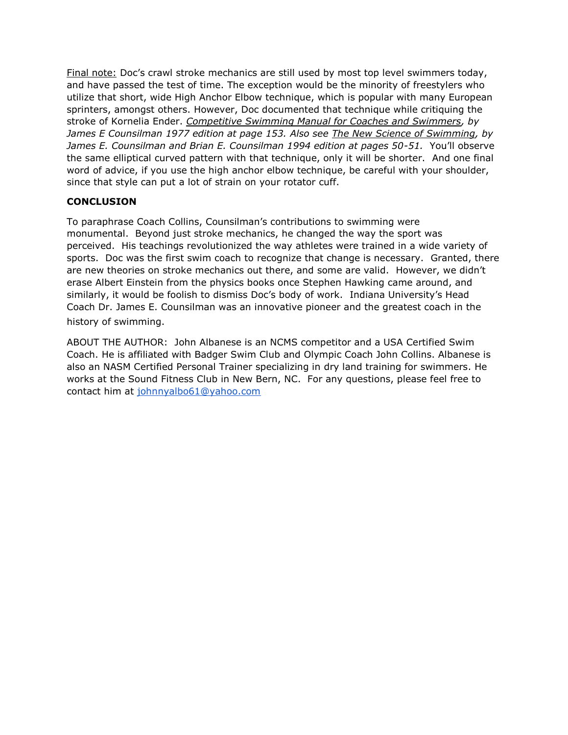<u>Final note:</u> Doc's crawl stroke mechanics are still used by most top level swimmers today, and have passed the test of time. The exception would be the minority of freestylers who utilize that short, wide High Anchor Elbow technique, which is popular with many European sprinters, amongst others. However, Doc documented that technique while critiquing the stroke of Kornelia Ender. *<u>Competitive Swimming Manual for Coaches and Swimmers</u>, by James E Counsilman 1977 edition at page 153. Also see <u>The New Science of Swimming</u>, by James E. Counsilman and Brian E. Counsilman 1994 edition at pages 50-51.* You'll observe the same elliptical curved pattern with that technique, only it will be shorter. And one final word of advice, if you use the high anchor elbow technique, be careful with your shoulder, since that style can put a lot of strain on your rotator cuff.

**CONCLUSION**

To paraphrase Coach Collins, Counsilman's contributions to swimming were monumental. Beyond just stroke mechanics, he changed the way the sport was perceived. His teachings revolutionized the way athletes were trained in a wide variety of sports. Doc was the first swim coach to recognize that change is necessary. Granted, there are new theories on stroke mechanics out there, and some are valid. However, we didn't erase Albert Einstein from the physics books once Stephen Hawking came around, and similarly, it would be foolish to dismiss Doc's body of work. Indiana University's Head Coach Dr. James E. Counsilman was an innovative pioneer and the greatest coach in the history of swimming.

ABOUT THE AUTHOR: John Albanese is an NCMS competitor and a USA Certified Swim Coach. He is affiliated with Badger Swim Club and Olympic Coach John Collins. Albanese is also an NASM Certified Personal Trainer specializing in dry land training for swimmers. He works at the Sound Fitness Club in New Bern, NC. For any questions, please feel free to contact him at johnnyalbo61@yahoo.com